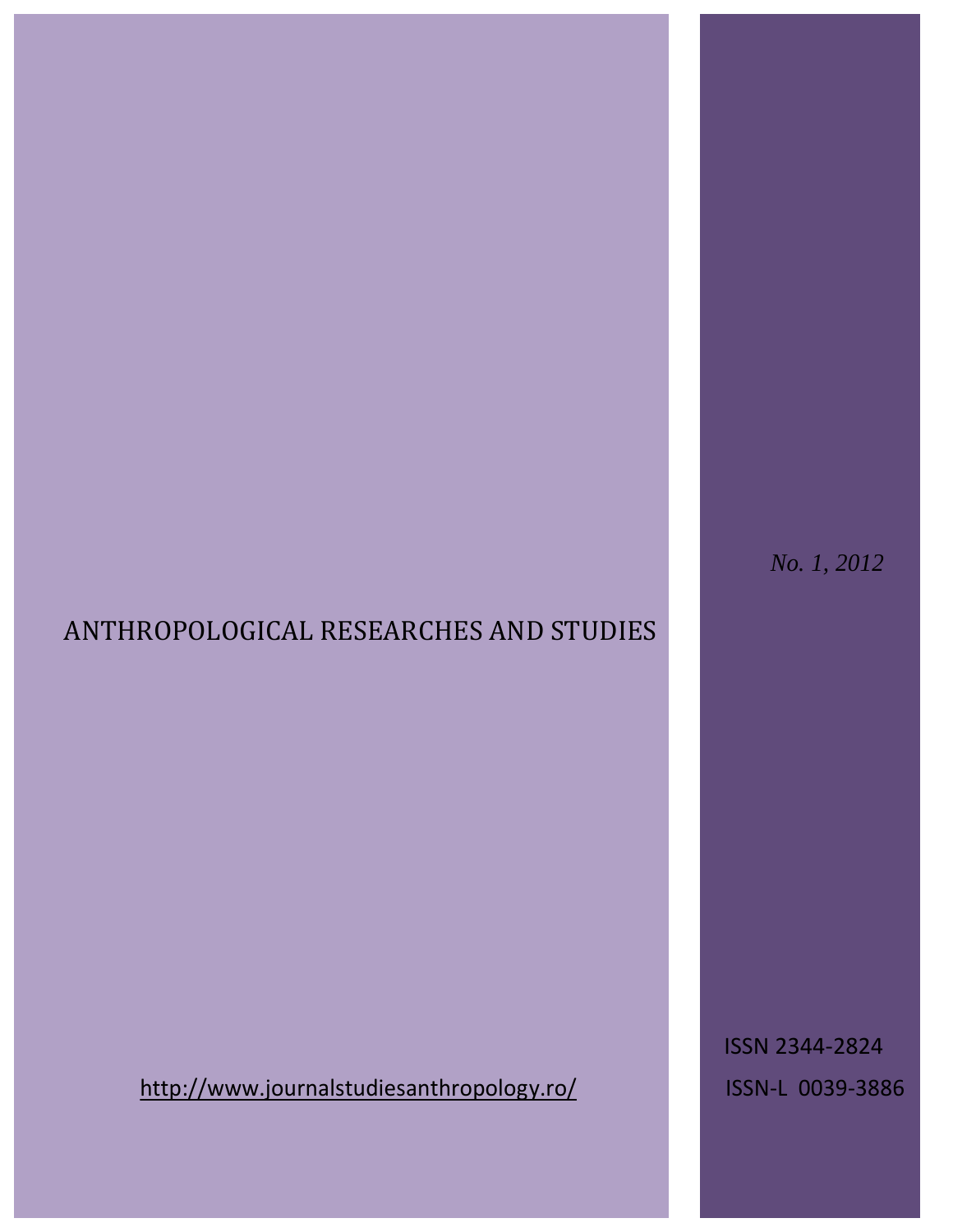*No. 1, 2012*

# ANTHROPOLOGICAL RESEARCHES AND STUDIES

http://www.journalstudiesanthropology.ro/

ISSN 2344-2824

ISSN-L 0039-3886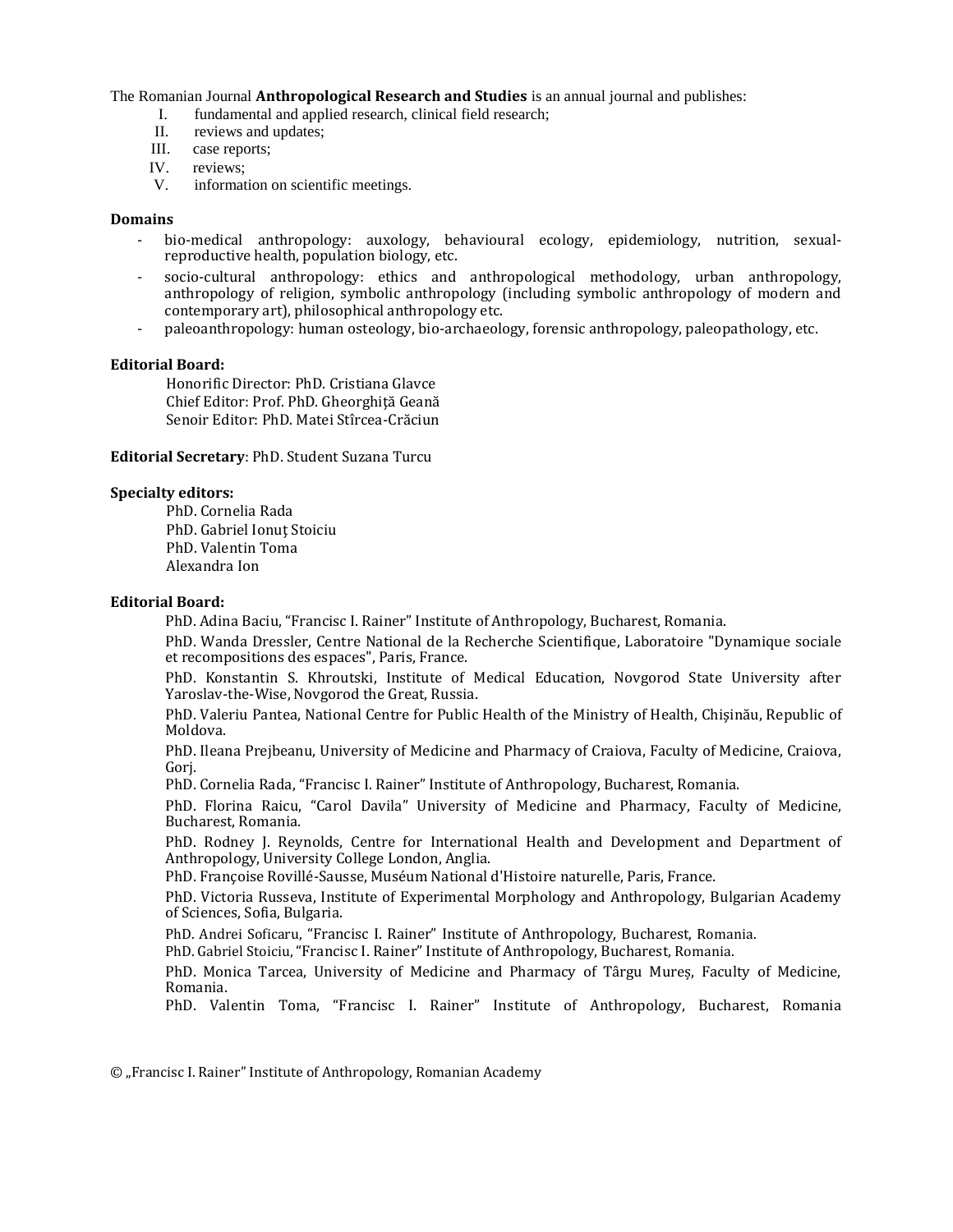The Romanian Journal **Anthropological Research and Studies** is an annual journal and publishes:

I. fundamental and applied research, clinical field research;
II. reviews and updates;
III. case reports;
IV. reviews;
V. information on scientific meetings.

**Domains**

- bio-medical anthropology: auxology, behavioural ecology, epidemiology, nutrition, sexual-reproductive health, population biology, etc.
- socio-cultural anthropology: ethics and anthropological methodology, urban anthropology, anthropology of religion, symbolic anthropology (including symbolic anthropology of modern and contemporary art), philosophical anthropology etc.
- paleoanthropology: human osteology, bio-archaeology, forensic anthropology, paleopathology, etc.

**Editorial Board:**

Honorific Director: PhD. Cristiana Glavce
Chief Editor: Prof. PhD. Gheorghiţă Geană
Senoir Editor: PhD. Matei Stîrcea-Crăciun

**Editorial Secretary**: PhD. Student Suzana Turcu

**Specialty editors:**

PhD. Cornelia Rada
PhD. Gabriel Ionuţ Stoiciu
PhD. Valentin Toma
Alexandra Ion

**Editorial Board:**

PhD. Adina Baciu, "Francisc I. Rainer" Institute of Anthropology, Bucharest, Romania.

PhD. Wanda Dressler, Centre National de la Recherche Scientifique, Laboratoire "Dynamique sociale et recompositions des espaces", Paris, France.

PhD. Konstantin S. Khroutski, Institute of Medical Education, Novgorod State University after Yaroslav-the-Wise, Novgorod the Great, Russia.

PhD. Valeriu Pantea, National Centre for Public Health of the Ministry of Health, Chişinău, Republic of Moldova.

PhD. Ileana Prejbeanu, University of Medicine and Pharmacy of Craiova, Faculty of Medicine, Craiova, Gorj.

PhD. Cornelia Rada, "Francisc I. Rainer" Institute of Anthropology, Bucharest, Romania.

PhD. Florina Raicu, "Carol Davila" University of Medicine and Pharmacy, Faculty of Medicine, Bucharest, Romania.

PhD. Rodney J. Reynolds, Centre for International Health and Development and Department of Anthropology, University College London, Anglia.

PhD. Françoise Rovillé-Sausse, Muséum National d'Histoire naturelle, Paris, France.

PhD. Victoria Russeva, Institute of Experimental Morphology and Anthropology, Bulgarian Academy of Sciences, Sofia, Bulgaria.

PhD. Andrei Soficaru, "Francisc I. Rainer" Institute of Anthropology, Bucharest, Romania.

PhD. Gabriel Stoiciu, "Francisc I. Rainer" Institute of Anthropology, Bucharest, Romania.

PhD. Monica Tarcea, University of Medicine and Pharmacy of Târgu Mureș, Faculty of Medicine, Romania.

PhD. Valentin Toma, "Francisc I. Rainer" Institute of Anthropology, Bucharest, Romania

© „Francisc I. Rainer" Institute of Anthropology, Romanian Academy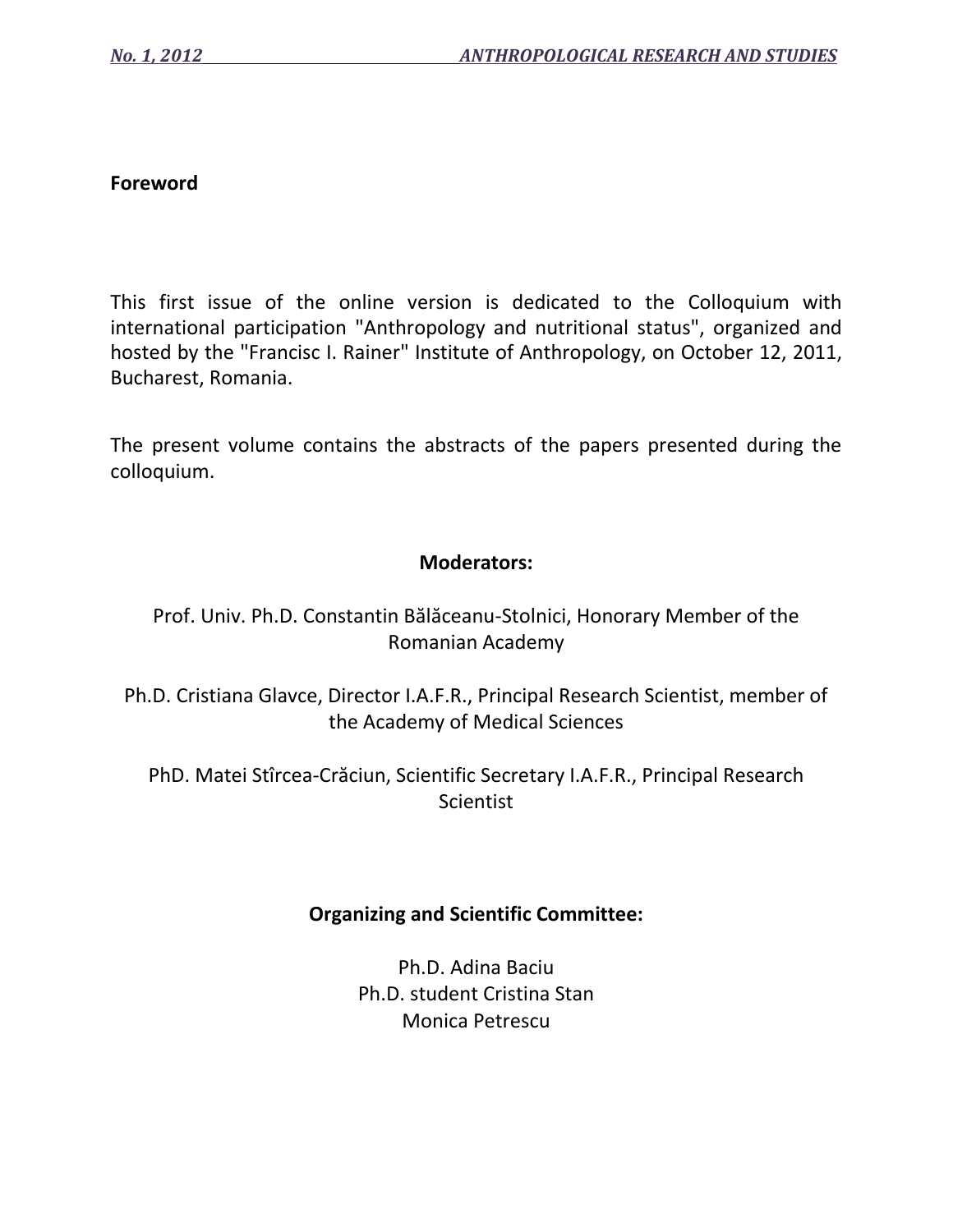## Foreword

This first issue of the online version is dedicated to the Colloquium with international participation "Anthropology and nutritional status", organized and hosted by the "Francisc I. Rainer" Institute of Anthropology, on October 12, 2011, Bucharest, Romania.

The present volume contains the abstracts of the papers presented during the colloquium.

**Moderators:**

Prof. Univ. Ph.D. Constantin Bălăceanu-Stolnici, Honorary Member of the Romanian Academy

Ph.D. Cristiana Glavce, Director I.A.F.R., Principal Research Scientist, member of the Academy of Medical Sciences

PhD. Matei Stîrcea-Crăciun, Scientific Secretary I.A.F.R., Principal Research Scientist

**Organizing and Scientific Committee:**

Ph.D. Adina Baciu
Ph.D. student Cristina Stan
Monica Petrescu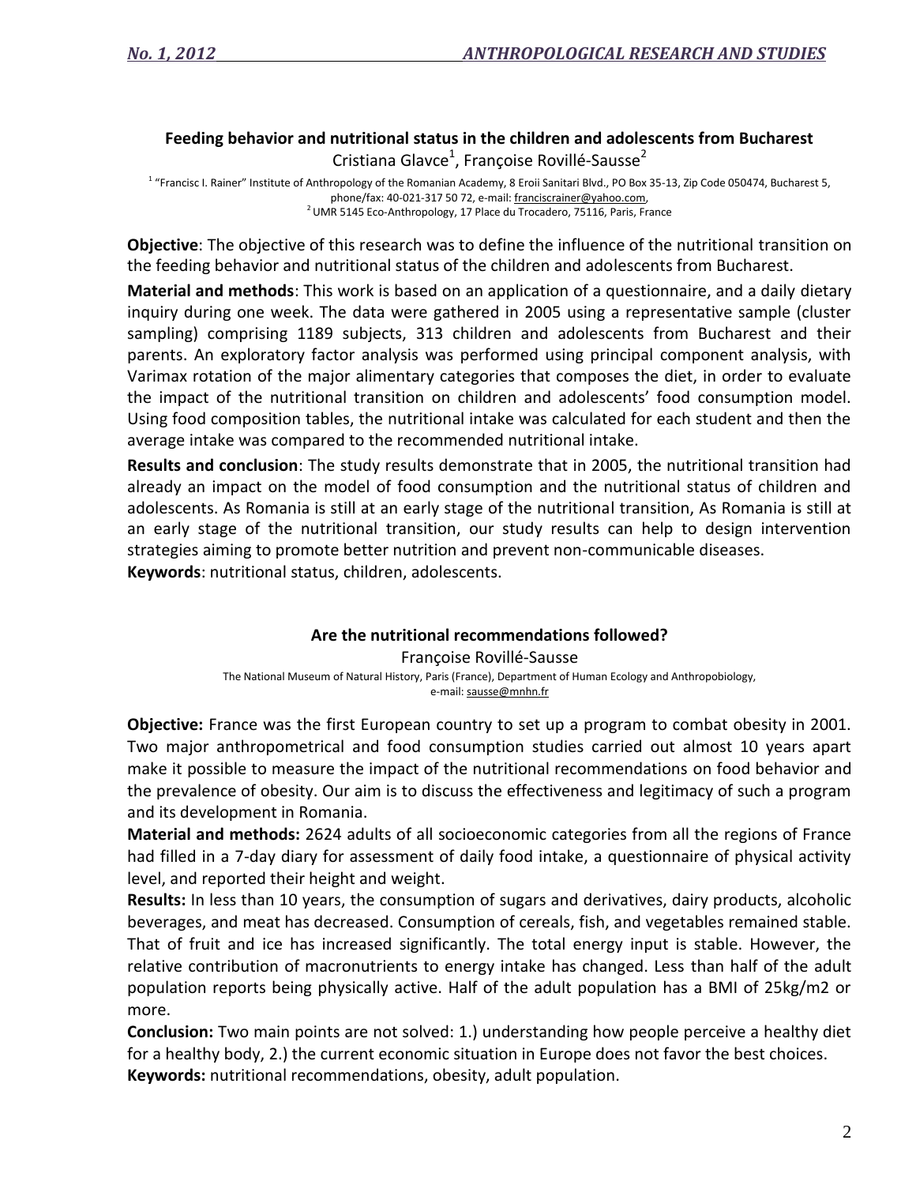### Feeding behavior and nutritional status in the children and adolescents from Bucharest

Cristiana Glavce[1], Françoise Rovillé-Sausse[2]

[1] "Francisc I. Rainer" Institute of Anthropology of the Romanian Academy, 8 Eroii Sanitari Blvd., PO Box 35-13, Zip Code 050474, Bucharest 5, phone/fax: 40-021-317 50 72, e-mail: franciscrainer@yahoo.com,
[2] UMR 5145 Eco-Anthropology, 17 Place du Trocadero, 75116, Paris, France

**Objective**: The objective of this research was to define the influence of the nutritional transition on the feeding behavior and nutritional status of the children and adolescents from Bucharest.

**Material and methods**: This work is based on an application of a questionnaire, and a daily dietary inquiry during one week. The data were gathered in 2005 using a representative sample (cluster sampling) comprising 1189 subjects, 313 children and adolescents from Bucharest and their parents. An exploratory factor analysis was performed using principal component analysis, with Varimax rotation of the major alimentary categories that composes the diet, in order to evaluate the impact of the nutritional transition on children and adolescents' food consumption model. Using food composition tables, the nutritional intake was calculated for each student and then the average intake was compared to the recommended nutritional intake.

**Results and conclusion**: The study results demonstrate that in 2005, the nutritional transition had already an impact on the model of food consumption and the nutritional status of children and adolescents. As Romania is still at an early stage of the nutritional transition, As Romania is still at an early stage of the nutritional transition, our study results can help to design intervention strategies aiming to promote better nutrition and prevent non-communicable diseases.

**Keywords**: nutritional status, children, adolescents.

### Are the nutritional recommendations followed?

Françoise Rovillé-Sausse

The National Museum of Natural History, Paris (France), Department of Human Ecology and Anthropobiology, e-mail: sausse@mnhn.fr

**Objective:** France was the first European country to set up a program to combat obesity in 2001. Two major anthropometrical and food consumption studies carried out almost 10 years apart make it possible to measure the impact of the nutritional recommendations on food behavior and the prevalence of obesity. Our aim is to discuss the effectiveness and legitimacy of such a program and its development in Romania.

**Material and methods:** 2624 adults of all socioeconomic categories from all the regions of France had filled in a 7-day diary for assessment of daily food intake, a questionnaire of physical activity level, and reported their height and weight.

**Results:** In less than 10 years, the consumption of sugars and derivatives, dairy products, alcoholic beverages, and meat has decreased. Consumption of cereals, fish, and vegetables remained stable. That of fruit and ice has increased significantly. The total energy input is stable. However, the relative contribution of macronutrients to energy intake has changed. Less than half of the adult population reports being physically active. Half of the adult population has a BMI of 25kg/m2 or more.

**Conclusion:** Two main points are not solved: 1.) understanding how people perceive a healthy diet for a healthy body, 2.) the current economic situation in Europe does not favor the best choices.

**Keywords:** nutritional recommendations, obesity, adult population.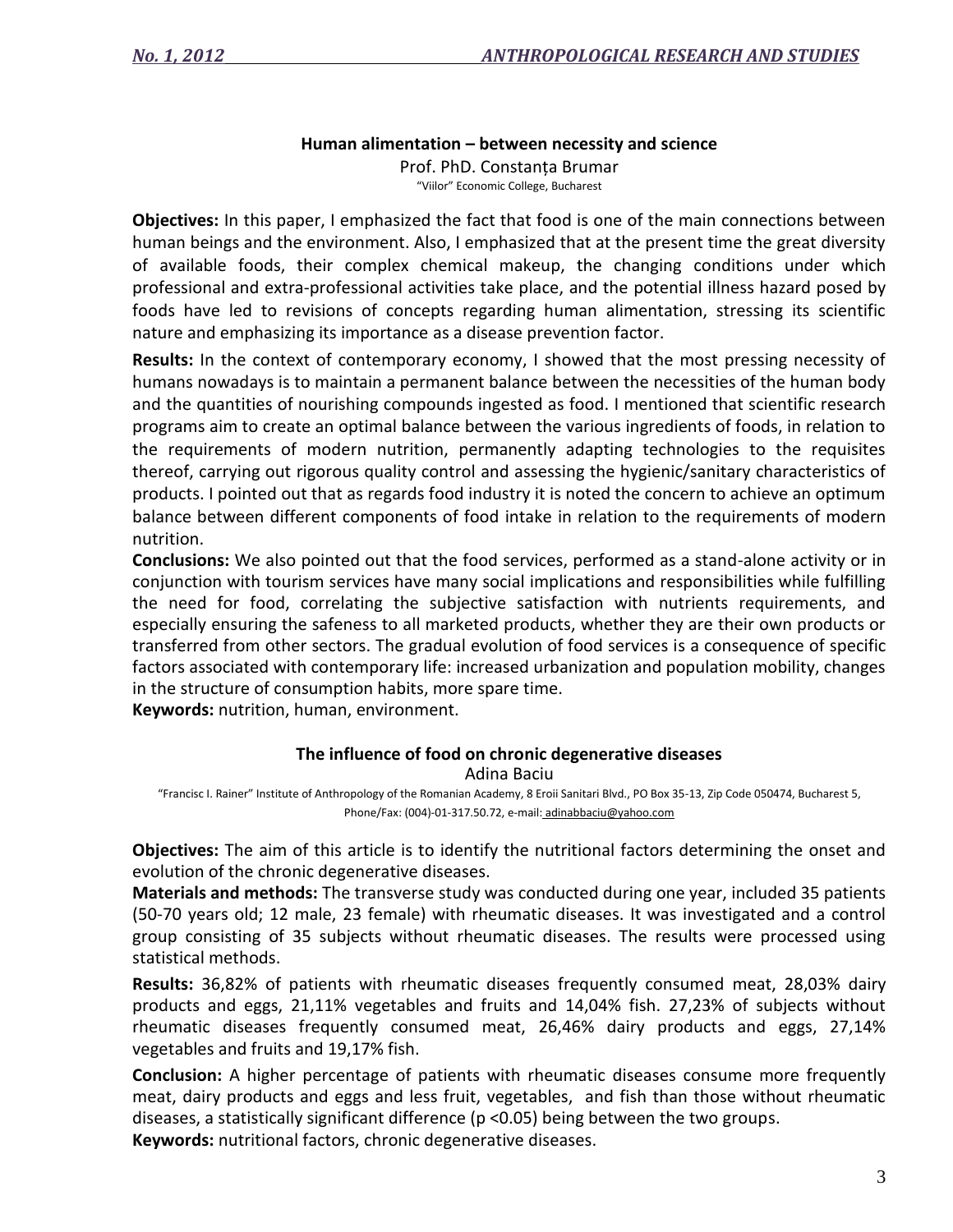## Human alimentation – between necessity and science

Prof. PhD. Constanța Brumar

"Viilor" Economic College, Bucharest

**Objectives:** In this paper, I emphasized the fact that food is one of the main connections between human beings and the environment. Also, I emphasized that at the present time the great diversity of available foods, their complex chemical makeup, the changing conditions under which professional and extra-professional activities take place, and the potential illness hazard posed by foods have led to revisions of concepts regarding human alimentation, stressing its scientific nature and emphasizing its importance as a disease prevention factor.

**Results:** In the context of contemporary economy, I showed that the most pressing necessity of humans nowadays is to maintain a permanent balance between the necessities of the human body and the quantities of nourishing compounds ingested as food. I mentioned that scientific research programs aim to create an optimal balance between the various ingredients of foods, in relation to the requirements of modern nutrition, permanently adapting technologies to the requisites thereof, carrying out rigorous quality control and assessing the hygienic/sanitary characteristics of products. I pointed out that as regards food industry it is noted the concern to achieve an optimum balance between different components of food intake in relation to the requirements of modern nutrition.

**Conclusions:** We also pointed out that the food services, performed as a stand-alone activity or in conjunction with tourism services have many social implications and responsibilities while fulfilling the need for food, correlating the subjective satisfaction with nutrients requirements, and especially ensuring the safeness to all marketed products, whether they are their own products or transferred from other sectors. The gradual evolution of food services is a consequence of specific factors associated with contemporary life: increased urbanization and population mobility, changes in the structure of consumption habits, more spare time.

**Keywords:** nutrition, human, environment.

## The influence of food on chronic degenerative diseases

Adina Baciu

"Francisc I. Rainer" Institute of Anthropology of the Romanian Academy, 8 Eroii Sanitari Blvd., PO Box 35-13, Zip Code 050474, Bucharest 5, Phone/Fax: (004)-01-317.50.72, e-mail: adinabbaciu@yahoo.com

**Objectives:** The aim of this article is to identify the nutritional factors determining the onset and evolution of the chronic degenerative diseases.

**Materials and methods:** The transverse study was conducted during one year, included 35 patients (50-70 years old; 12 male, 23 female) with rheumatic diseases. It was investigated and a control group consisting of 35 subjects without rheumatic diseases. The results were processed using statistical methods.

**Results:** 36,82% of patients with rheumatic diseases frequently consumed meat, 28,03% dairy products and eggs, 21,11% vegetables and fruits and 14,04% fish. 27,23% of subjects without rheumatic diseases frequently consumed meat, 26,46% dairy products and eggs, 27,14% vegetables and fruits and 19,17% fish.

**Conclusion:** A higher percentage of patients with rheumatic diseases consume more frequently meat, dairy products and eggs and less fruit, vegetables, and fish than those without rheumatic diseases, a statistically significant difference ($p < 0.05$) being between the two groups.

**Keywords:** nutritional factors, chronic degenerative diseases.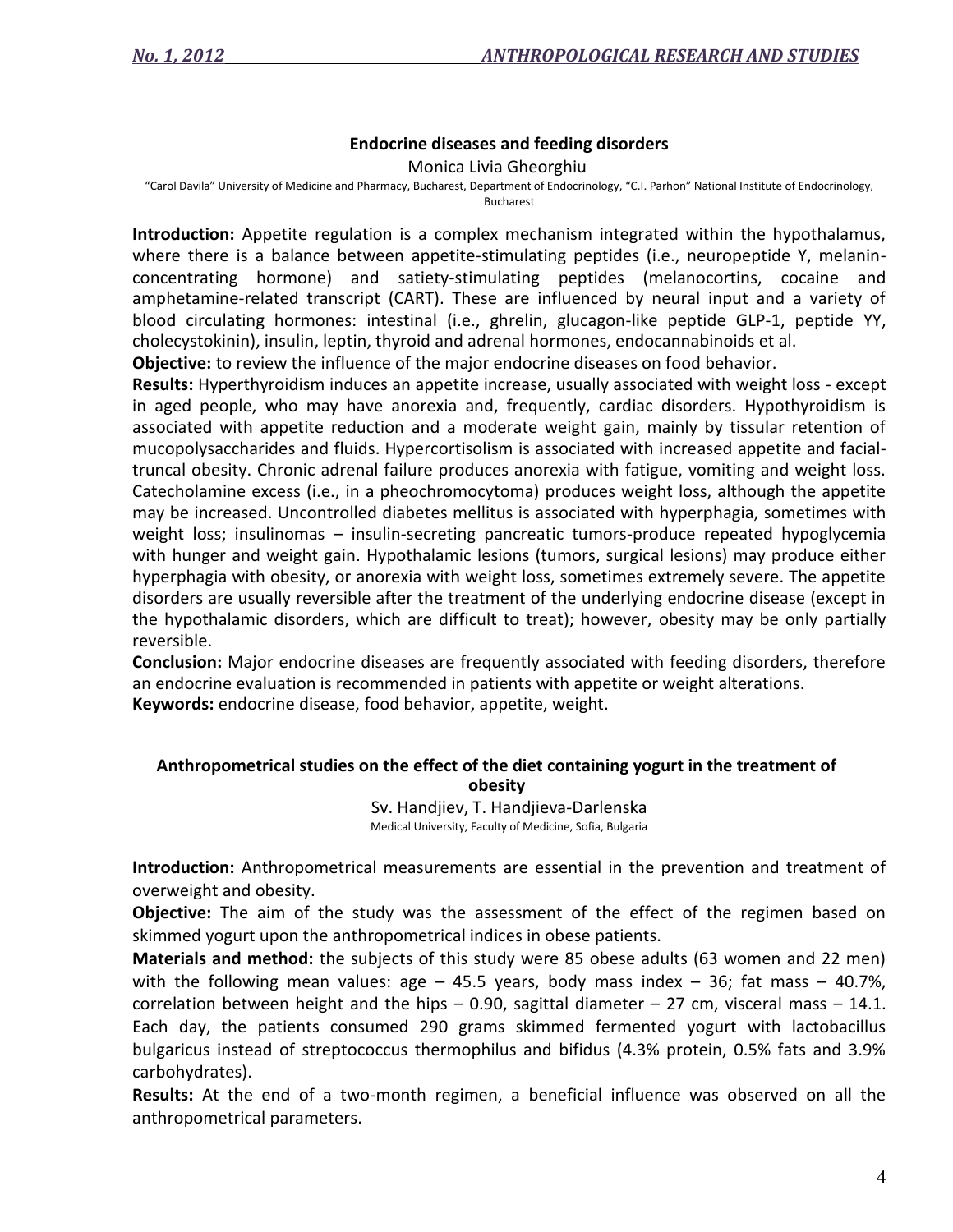### Endocrine diseases and feeding disorders

Monica Livia Gheorghiu

"Carol Davila" University of Medicine and Pharmacy, Bucharest, Department of Endocrinology, "C.I. Parhon" National Institute of Endocrinology, Bucharest

**Introduction:** Appetite regulation is a complex mechanism integrated within the hypothalamus, where there is a balance between appetite-stimulating peptides (i.e., neuropeptide Y, melanin-concentrating hormone) and satiety-stimulating peptides (melanocortins, cocaine and amphetamine-related transcript (CART). These are influenced by neural input and a variety of blood circulating hormones: intestinal (i.e., ghrelin, glucagon-like peptide GLP-1, peptide YY, cholecystokinin), insulin, leptin, thyroid and adrenal hormones, endocannabinoids et al.

**Objective:** to review the influence of the major endocrine diseases on food behavior.

**Results:** Hyperthyroidism induces an appetite increase, usually associated with weight loss - except in aged people, who may have anorexia and, frequently, cardiac disorders. Hypothyroidism is associated with appetite reduction and a moderate weight gain, mainly by tissular retention of mucopolysaccharides and fluids. Hypercortisolism is associated with increased appetite and facial-truncal obesity. Chronic adrenal failure produces anorexia with fatigue, vomiting and weight loss. Catecholamine excess (i.e., in a pheochromocytoma) produces weight loss, although the appetite may be increased. Uncontrolled diabetes mellitus is associated with hyperphagia, sometimes with weight loss; insulinomas – insulin-secreting pancreatic tumors-produce repeated hypoglycemia with hunger and weight gain. Hypothalamic lesions (tumors, surgical lesions) may produce either hyperphagia with obesity, or anorexia with weight loss, sometimes extremely severe. The appetite disorders are usually reversible after the treatment of the underlying endocrine disease (except in the hypothalamic disorders, which are difficult to treat); however, obesity may be only partially reversible.

**Conclusion:** Major endocrine diseases are frequently associated with feeding disorders, therefore an endocrine evaluation is recommended in patients with appetite or weight alterations.

**Keywords:** endocrine disease, food behavior, appetite, weight.

### Anthropometrical studies on the effect of the diet containing yogurt in the treatment of obesity

Sv. Handjiev, T. Handjieva-Darlenska

Medical University, Faculty of Medicine, Sofia, Bulgaria

**Introduction:** Anthropometrical measurements are essential in the prevention and treatment of overweight and obesity.

**Objective:** The aim of the study was the assessment of the effect of the regimen based on skimmed yogurt upon the anthropometrical indices in obese patients.

**Materials and method:** the subjects of this study were 85 obese adults (63 women and 22 men) with the following mean values: age – 45.5 years, body mass index – 36; fat mass – 40.7%, correlation between height and the hips – 0.90, sagittal diameter – 27 cm, visceral mass – 14.1. Each day, the patients consumed 290 grams skimmed fermented yogurt with lactobacillus bulgaricus instead of streptococcus thermophilus and bifidus (4.3% protein, 0.5% fats and 3.9% carbohydrates).

**Results:** At the end of a two-month regimen, a beneficial influence was observed on all the anthropometrical parameters.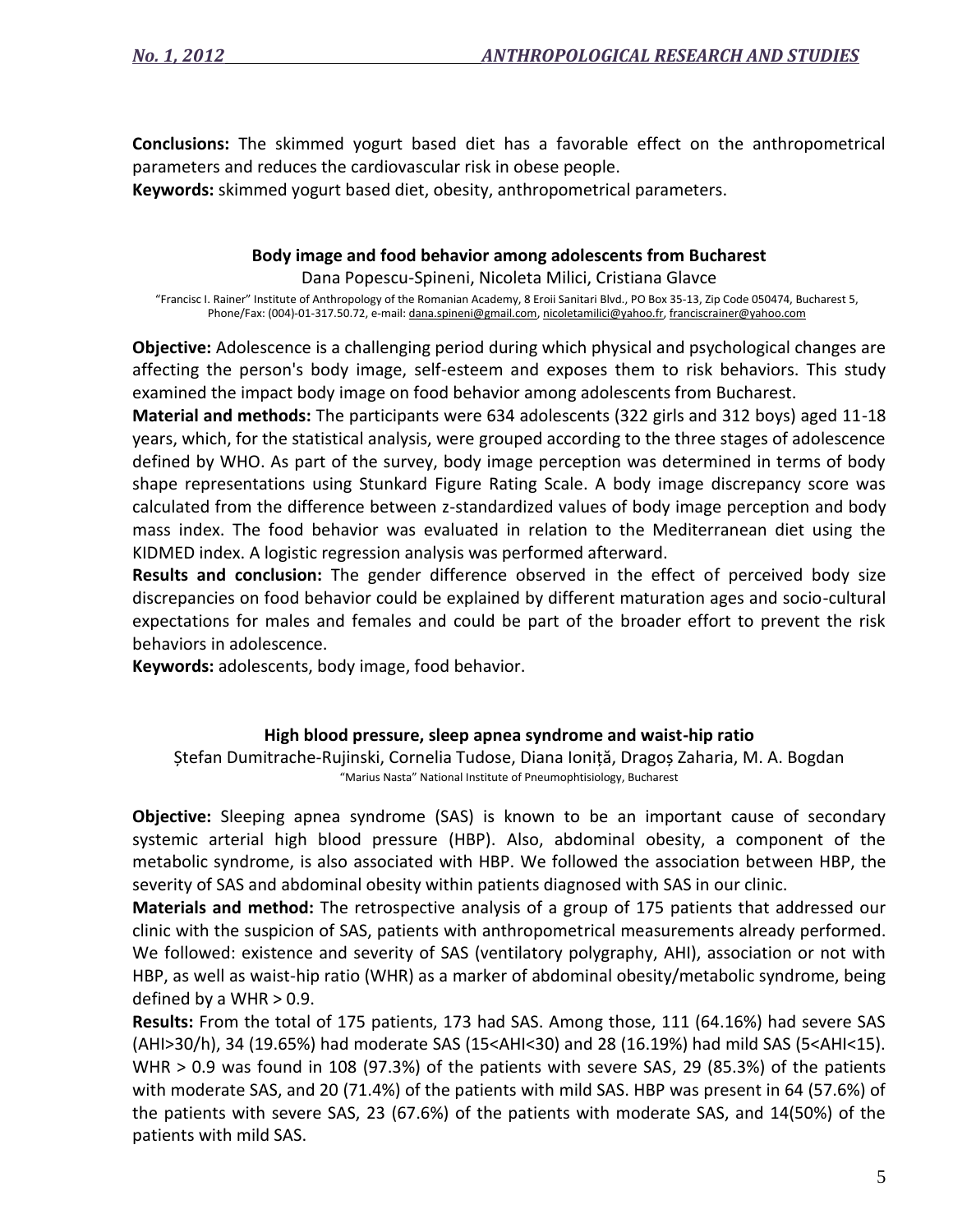**Conclusions:** The skimmed yogurt based diet has a favorable effect on the anthropometrical parameters and reduces the cardiovascular risk in obese people.

**Keywords:** skimmed yogurt based diet, obesity, anthropometrical parameters.

### Body image and food behavior among adolescents from Bucharest

Dana Popescu-Spineni, Nicoleta Milici, Cristiana Glavce

"Francisc I. Rainer" Institute of Anthropology of the Romanian Academy, 8 Eroii Sanitari Blvd., PO Box 35-13, Zip Code 050474, Bucharest 5, Phone/Fax: (004)-01-317.50.72, e-mail: dana.spineni@gmail.com, nicoletamilici@yahoo.fr, franciscrainer@yahoo.com

**Objective:** Adolescence is a challenging period during which physical and psychological changes are affecting the person's body image, self-esteem and exposes them to risk behaviors. This study examined the impact body image on food behavior among adolescents from Bucharest.

**Material and methods:** The participants were 634 adolescents (322 girls and 312 boys) aged 11-18 years, which, for the statistical analysis, were grouped according to the three stages of adolescence defined by WHO. As part of the survey, body image perception was determined in terms of body shape representations using Stunkard Figure Rating Scale. A body image discrepancy score was calculated from the difference between z-standardized values of body image perception and body mass index. The food behavior was evaluated in relation to the Mediterranean diet using the KIDMED index. A logistic regression analysis was performed afterward.

**Results and conclusion:** The gender difference observed in the effect of perceived body size discrepancies on food behavior could be explained by different maturation ages and socio-cultural expectations for males and females and could be part of the broader effort to prevent the risk behaviors in adolescence.

**Keywords:** adolescents, body image, food behavior.

### High blood pressure, sleep apnea syndrome and waist-hip ratio

Ștefan Dumitrache-Rujinski, Cornelia Tudose, Diana Ioniță, Dragoș Zaharia, M. A. Bogdan

"Marius Nasta" National Institute of Pneumophtisiology, Bucharest

**Objective:** Sleeping apnea syndrome (SAS) is known to be an important cause of secondary systemic arterial high blood pressure (HBP). Also, abdominal obesity, a component of the metabolic syndrome, is also associated with HBP. We followed the association between HBP, the severity of SAS and abdominal obesity within patients diagnosed with SAS in our clinic.

**Materials and method:** The retrospective analysis of a group of 175 patients that addressed our clinic with the suspicion of SAS, patients with anthropometrical measurements already performed. We followed: existence and severity of SAS (ventilatory polygraphy, AHI), association or not with HBP, as well as waist-hip ratio (WHR) as a marker of abdominal obesity/metabolic syndrome, being defined by a WHR > 0.9.

**Results:** From the total of 175 patients, 173 had SAS. Among those, 111 (64.16%) had severe SAS (AHI>30/h), 34 (19.65%) had moderate SAS (15<AHI<30) and 28 (16.19%) had mild SAS (5<AHI<15). WHR > 0.9 was found in 108 (97.3%) of the patients with severe SAS, 29 (85.3%) of the patients with moderate SAS, and 20 (71.4%) of the patients with mild SAS. HBP was present in 64 (57.6%) of the patients with severe SAS, 23 (67.6%) of the patients with moderate SAS, and 14(50%) of the patients with mild SAS.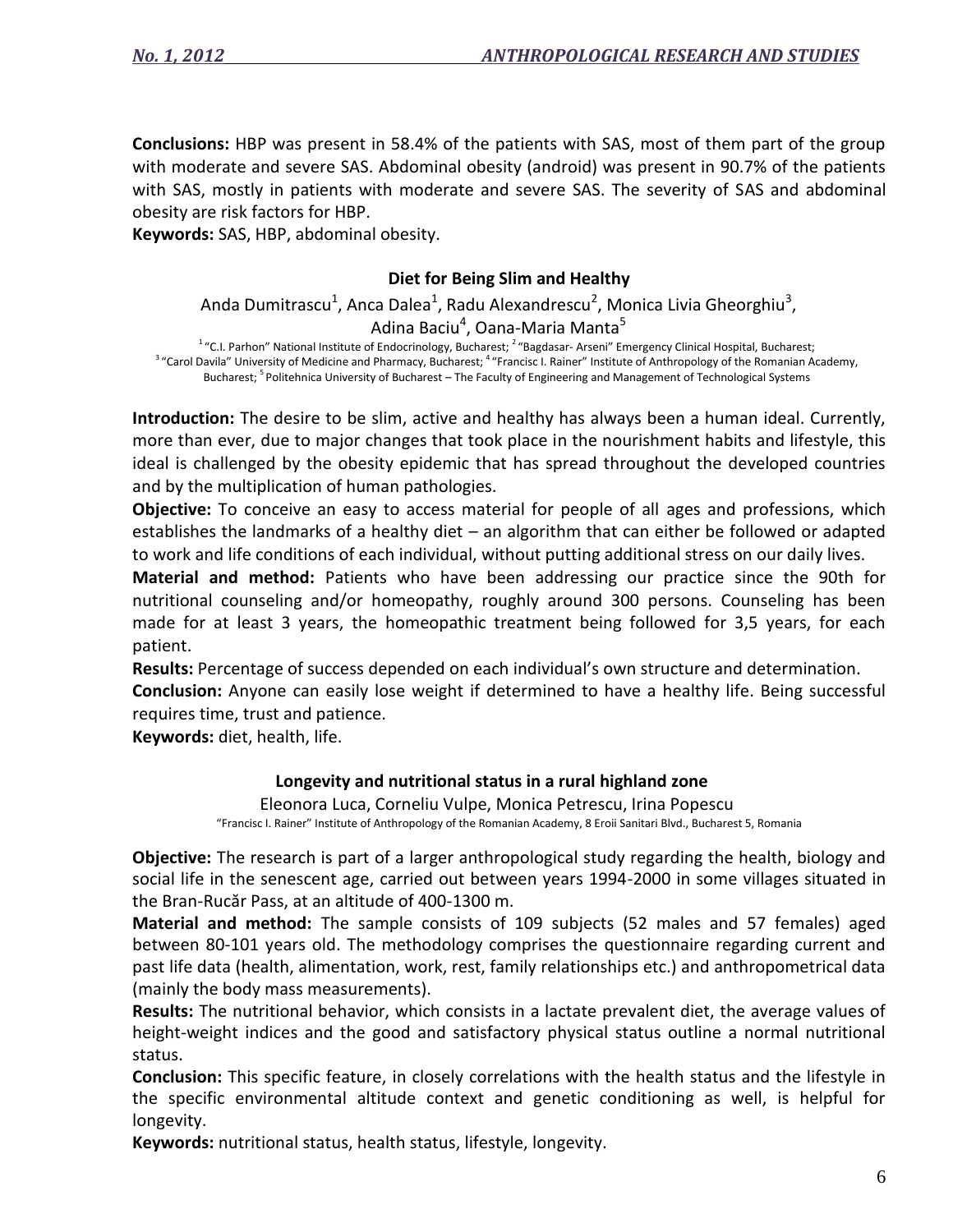**Conclusions:** HBP was present in 58.4% of the patients with SAS, most of them part of the group with moderate and severe SAS. Abdominal obesity (android) was present in 90.7% of the patients with SAS, mostly in patients with moderate and severe SAS. The severity of SAS and abdominal obesity are risk factors for HBP.

**Keywords:** SAS, HBP, abdominal obesity.

### Diet for Being Slim and Healthy

Anda Dumitrascu[1], Anca Dalea[1], Radu Alexandrescu[2], Monica Livia Gheorghiu[3], Adina Baciu[4], Oana-Maria Manta[5]

[1] "C.I. Parhon" National Institute of Endocrinology, Bucharest; [2] "Bagdasar- Arseni" Emergency Clinical Hospital, Bucharest; [3] "Carol Davila" University of Medicine and Pharmacy, Bucharest; [4] "Francisc I. Rainer" Institute of Anthropology of the Romanian Academy, Bucharest; [5] Politehnica University of Bucharest – The Faculty of Engineering and Management of Technological Systems

**Introduction:** The desire to be slim, active and healthy has always been a human ideal. Currently, more than ever, due to major changes that took place in the nourishment habits and lifestyle, this ideal is challenged by the obesity epidemic that has spread throughout the developed countries and by the multiplication of human pathologies.

**Objective:** To conceive an easy to access material for people of all ages and professions, which establishes the landmarks of a healthy diet – an algorithm that can either be followed or adapted to work and life conditions of each individual, without putting additional stress on our daily lives.

**Material and method:** Patients who have been addressing our practice since the 90th for nutritional counseling and/or homeopathy, roughly around 300 persons. Counseling has been made for at least 3 years, the homeopathic treatment being followed for 3,5 years, for each patient.

**Results:** Percentage of success depended on each individual's own structure and determination.

**Conclusion:** Anyone can easily lose weight if determined to have a healthy life. Being successful requires time, trust and patience.

**Keywords:** diet, health, life.

### Longevity and nutritional status in a rural highland zone

Eleonora Luca, Corneliu Vulpe, Monica Petrescu, Irina Popescu

"Francisc I. Rainer" Institute of Anthropology of the Romanian Academy, 8 Eroii Sanitari Blvd., Bucharest 5, Romania

**Objective:** The research is part of a larger anthropological study regarding the health, biology and social life in the senescent age, carried out between years 1994-2000 in some villages situated in the Bran-Rucăr Pass, at an altitude of 400-1300 m.

**Material and method:** The sample consists of 109 subjects (52 males and 57 females) aged between 80-101 years old. The methodology comprises the questionnaire regarding current and past life data (health, alimentation, work, rest, family relationships etc.) and anthropometrical data (mainly the body mass measurements).

**Results:** The nutritional behavior, which consists in a lactate prevalent diet, the average values of height-weight indices and the good and satisfactory physical status outline a normal nutritional status.

**Conclusion:** This specific feature, in closely correlations with the health status and the lifestyle in the specific environmental altitude context and genetic conditioning as well, is helpful for longevity.

**Keywords:** nutritional status, health status, lifestyle, longevity.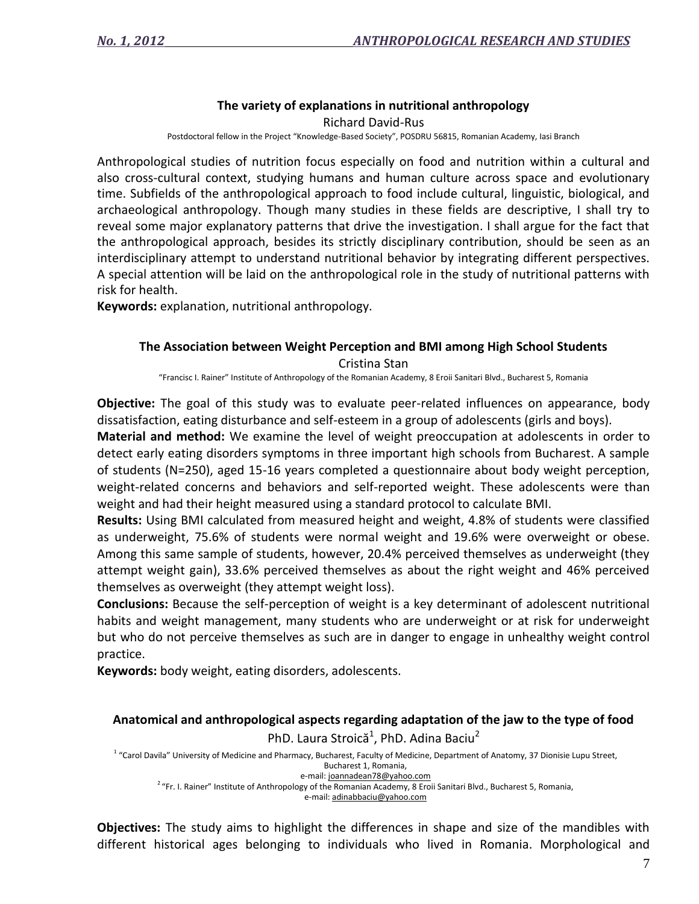### The variety of explanations in nutritional anthropology

Richard David-Rus

Postdoctoral fellow in the Project "Knowledge-Based Society", POSDRU 56815, Romanian Academy, Iasi Branch

Anthropological studies of nutrition focus especially on food and nutrition within a cultural and also cross-cultural context, studying humans and human culture across space and evolutionary time. Subfields of the anthropological approach to food include cultural, linguistic, biological, and archaeological anthropology. Though many studies in these fields are descriptive, I shall try to reveal some major explanatory patterns that drive the investigation. I shall argue for the fact that the anthropological approach, besides its strictly disciplinary contribution, should be seen as an interdisciplinary attempt to understand nutritional behavior by integrating different perspectives. A special attention will be laid on the anthropological role in the study of nutritional patterns with risk for health.

**Keywords:** explanation, nutritional anthropology.

### The Association between Weight Perception and BMI among High School Students

Cristina Stan

"Francisc I. Rainer" Institute of Anthropology of the Romanian Academy, 8 Eroii Sanitari Blvd., Bucharest 5, Romania

**Objective:** The goal of this study was to evaluate peer-related influences on appearance, body dissatisfaction, eating disturbance and self-esteem in a group of adolescents (girls and boys).

**Material and method:** We examine the level of weight preoccupation at adolescents in order to detect early eating disorders symptoms in three important high schools from Bucharest. A sample of students (N=250), aged 15-16 years completed a questionnaire about body weight perception, weight-related concerns and behaviors and self-reported weight. These adolescents were than weight and had their height measured using a standard protocol to calculate BMI.

**Results:** Using BMI calculated from measured height and weight, 4.8% of students were classified as underweight, 75.6% of students were normal weight and 19.6% were overweight or obese. Among this same sample of students, however, 20.4% perceived themselves as underweight (they attempt weight gain), 33.6% perceived themselves as about the right weight and 46% perceived themselves as overweight (they attempt weight loss).

**Conclusions:** Because the self-perception of weight is a key determinant of adolescent nutritional habits and weight management, many students who are underweight or at risk for underweight but who do not perceive themselves as such are in danger to engage in unhealthy weight control practice.

**Keywords:** body weight, eating disorders, adolescents.

### Anatomical and anthropological aspects regarding adaptation of the jaw to the type of food

PhD. Laura Stroică[1], PhD. Adina Baciu[2]

[1] "Carol Davila" University of Medicine and Pharmacy, Bucharest, Faculty of Medicine, Department of Anatomy, 37 Dionisie Lupu Street, Bucharest 1, Romania, e-mail: joannadean78@yahoo.com

[2] "Fr. I. Rainer" Institute of Anthropology of the Romanian Academy, 8 Eroii Sanitari Blvd., Bucharest 5, Romania, e-mail: adinabbaciu@yahoo.com

**Objectives:** The study aims to highlight the differences in shape and size of the mandibles with different historical ages belonging to individuals who lived in Romania. Morphological and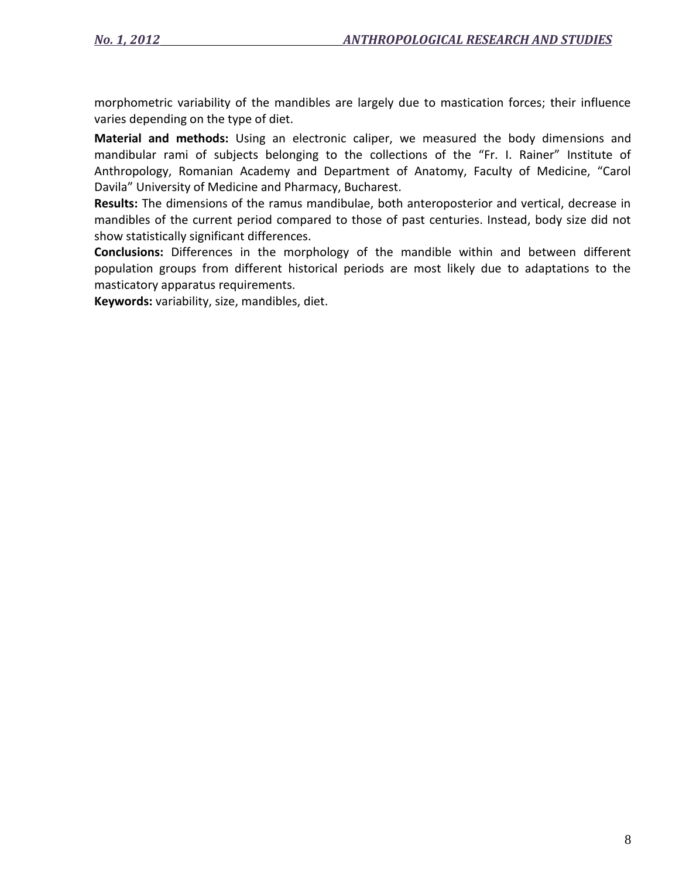morphometric variability of the mandibles are largely due to mastication forces; their influence varies depending on the type of diet.

**Material and methods:** Using an electronic caliper, we measured the body dimensions and mandibular rami of subjects belonging to the collections of the "Fr. I. Rainer" Institute of Anthropology, Romanian Academy and Department of Anatomy, Faculty of Medicine, "Carol Davila" University of Medicine and Pharmacy, Bucharest.

**Results:** The dimensions of the ramus mandibulae, both anteroposterior and vertical, decrease in mandibles of the current period compared to those of past centuries. Instead, body size did not show statistically significant differences.

**Conclusions:** Differences in the morphology of the mandible within and between different population groups from different historical periods are most likely due to adaptations to the masticatory apparatus requirements.

**Keywords:** variability, size, mandibles, diet.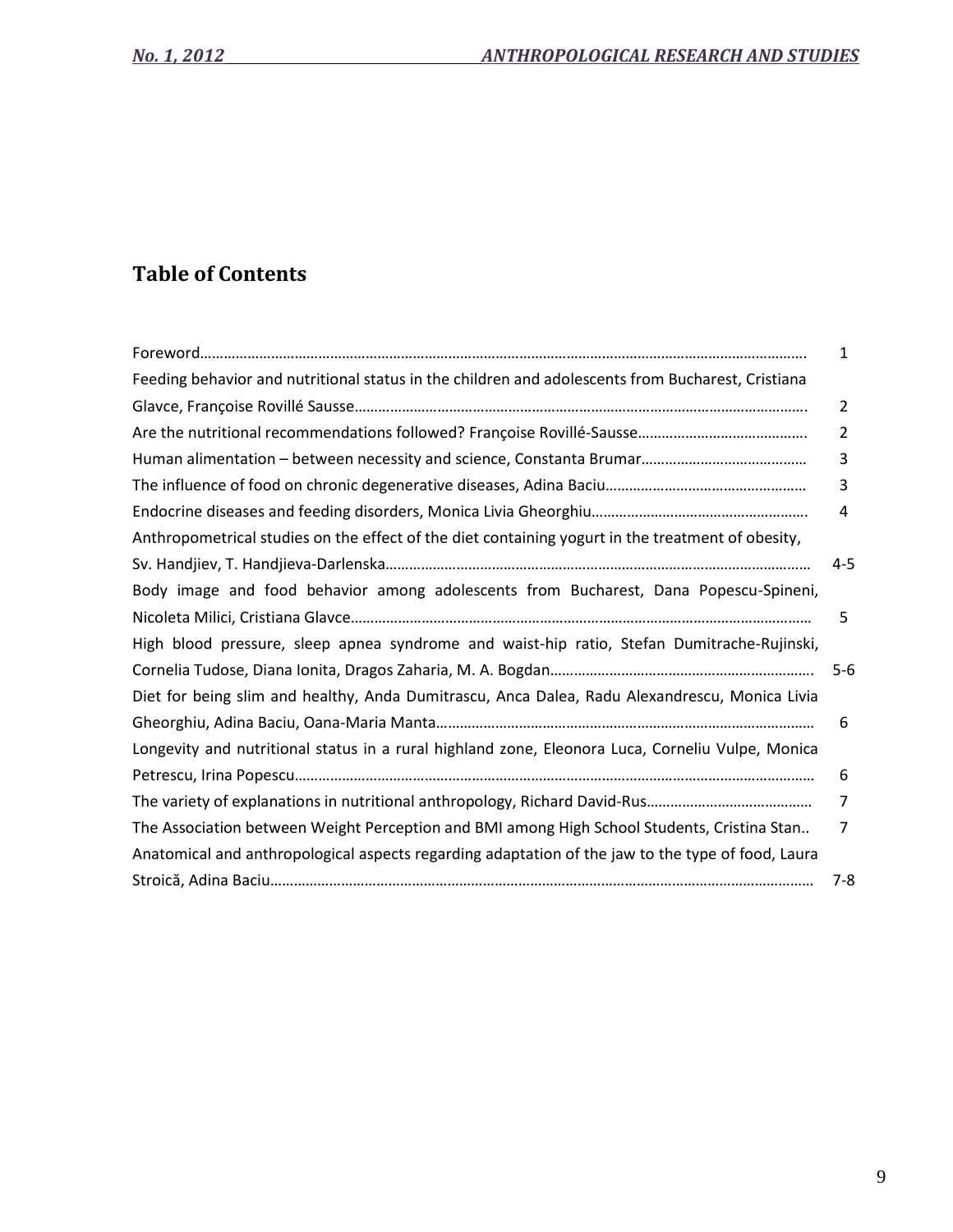## Table of Contents

| | |
|---|---|
| Foreword……………………………………………………………………………………………………………………………. | 1 |
| Feeding behavior and nutritional status in the children and adolescents from Bucharest, Cristiana Glavce, Françoise Rovillé Sausse……………………………………………………………………………………………………. | 2 |
| Are the nutritional recommendations followed? Françoise Rovillé-Sausse……………………………………. | 2 |
| Human alimentation – between necessity and science, Constanta Brumar…………………………………… | 3 |
| The influence of food on chronic degenerative diseases, Adina Baciu…………………………………………… | 3 |
| Endocrine diseases and feeding disorders, Monica Livia Gheorghiu………………………………………………. | 4 |
| Anthropometrical studies on the effect of the diet containing yogurt in the treatment of obesity, Sv. Handjiev, T. Handjieva-Darlenska……………………………………………………………………………………………… | 4-5 |
| Body image and food behavior among adolescents from Bucharest, Dana Popescu-Spineni, Nicoleta Milici, Cristiana Glavce……………………………………………………………………………………………………… | 5 |
| High blood pressure, sleep apnea syndrome and waist-hip ratio, Stefan Dumitrache-Rujinski, Cornelia Tudose, Diana Ionita, Dragos Zaharia, M. A. Bogdan…………………………………………………………. | 5-6 |
| Diet for being slim and healthy, Anda Dumitrascu, Anca Dalea, Radu Alexandrescu, Monica Livia Gheorghiu, Adina Baciu, Oana-Maria Manta………………………………………………………………………………… | 6 |
| Longevity and nutritional status in a rural highland zone, Eleonora Luca, Corneliu Vulpe, Monica Petrescu, Irina Popescu……………………………………………………………………………………………………………… | 6 |
| The variety of explanations in nutritional anthropology, Richard David-Rus…………………………………… | 7 |
| The Association between Weight Perception and BMI among High School Students, Cristina Stan.. | 7 |
| Anatomical and anthropological aspects regarding adaptation of the jaw to the type of food, Laura Stroică, Adina Baciu……………………………………………………………………………………………………………… | 7-8 |